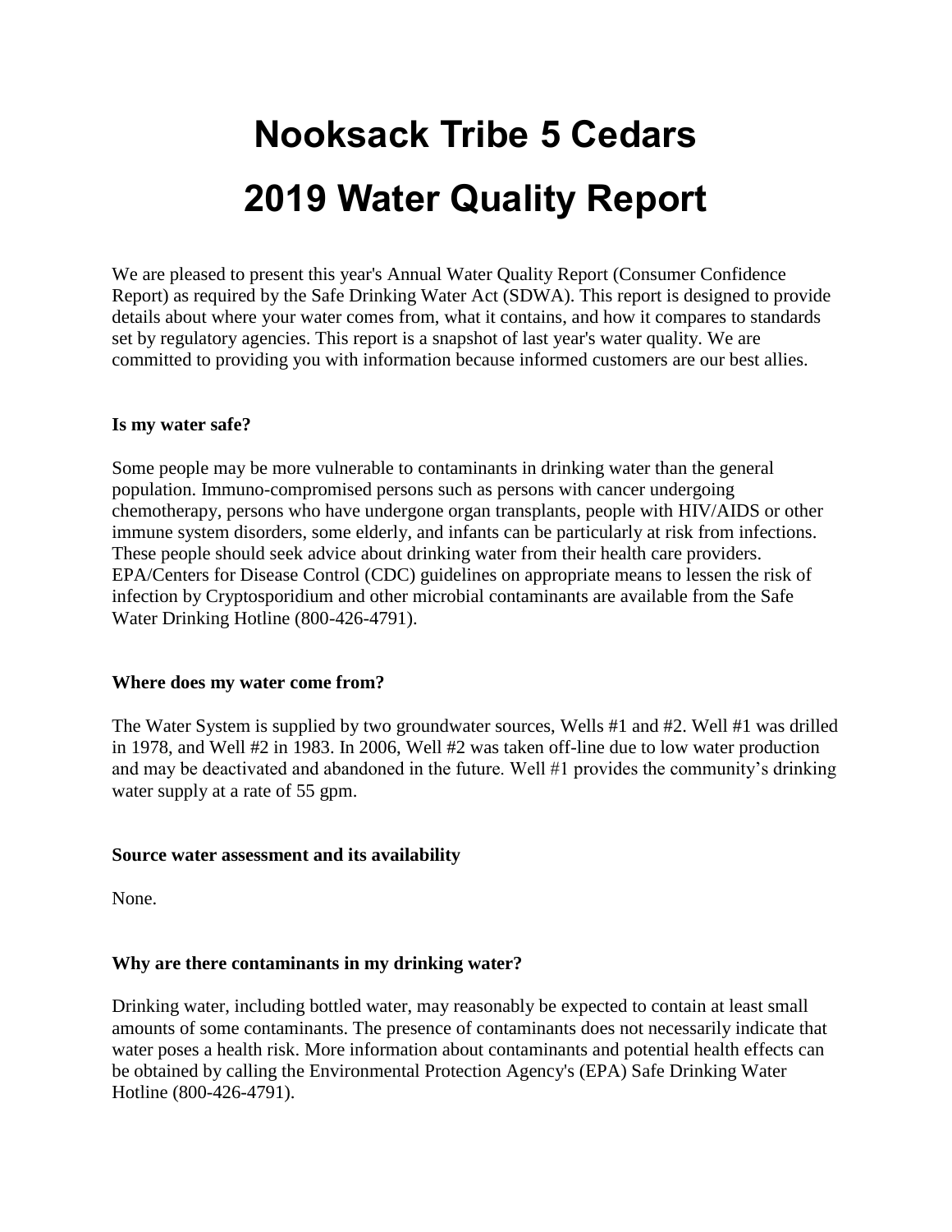# Nooksack Tribe 5 Cedars

# 2019 Water Quality Report

We are pleased to present this year's Annual Water Quality Report (Consumer Confidence Report) as required by the Safe Drinking Water Act (SDWA). This report is designed to provide details about where your water comes from, what it contains, and how it compares to standards set by regulatory agencies. This report is a snapshot of last year's water quality. We are committed to providing you with information because informed customers are our best allies.

**Is my water safe?**

Some people may be more vulnerable to contaminants in drinking water than the general population. Immuno-compromised persons such as persons with cancer undergoing chemotherapy, persons who have undergone organ transplants, people with HIV/AIDS or other immune system disorders, some elderly, and infants can be particularly at risk from infections. These people should seek advice about drinking water from their health care providers. EPA/Centers for Disease Control (CDC) guidelines on appropriate means to lessen the risk of infection by Cryptosporidium and other microbial contaminants are available from the Safe Water Drinking Hotline (800-426-4791).

**Where does my water come from?**

The Water System is supplied by two groundwater sources, Wells #1 and #2. Well #1 was drilled in 1978, and Well #2 in 1983. In 2006, Well #2 was taken off-line due to low water production and may be deactivated and abandoned in the future. Well #1 provides the community's drinking water supply at a rate of 55 gpm.

**Source water assessment and its availability**

None.

**Why are there contaminants in my drinking water?**

Drinking water, including bottled water, may reasonably be expected to contain at least small amounts of some contaminants. The presence of contaminants does not necessarily indicate that water poses a health risk. More information about contaminants and potential health effects can be obtained by calling the Environmental Protection Agency's (EPA) Safe Drinking Water Hotline (800-426-4791).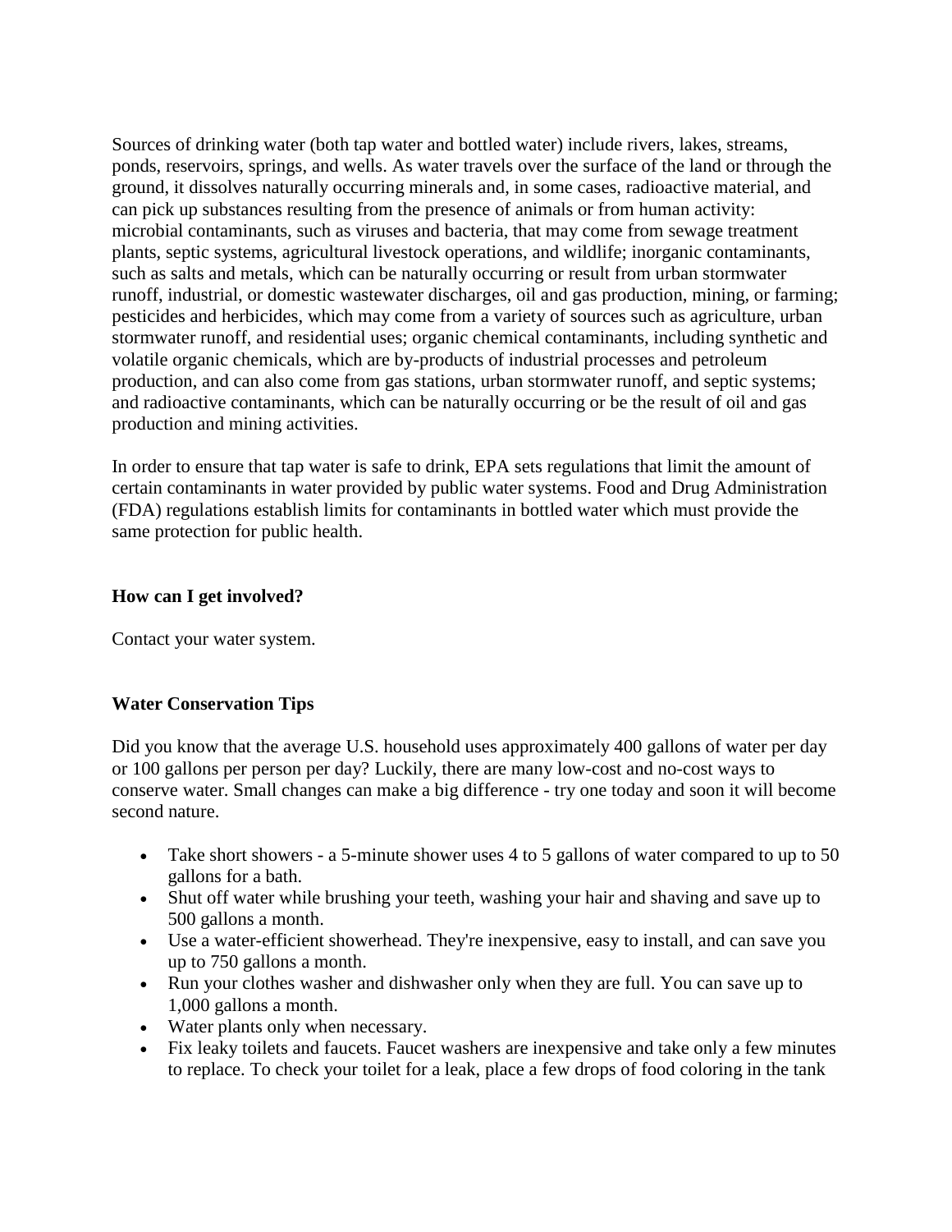Sources of drinking water (both tap water and bottled water) include rivers, lakes, streams, ponds, reservoirs, springs, and wells. As water travels over the surface of the land or through the ground, it dissolves naturally occurring minerals and, in some cases, radioactive material, and can pick up substances resulting from the presence of animals or from human activity: microbial contaminants, such as viruses and bacteria, that may come from sewage treatment plants, septic systems, agricultural livestock operations, and wildlife; inorganic contaminants, such as salts and metals, which can be naturally occurring or result from urban stormwater runoff, industrial, or domestic wastewater discharges, oil and gas production, mining, or farming; pesticides and herbicides, which may come from a variety of sources such as agriculture, urban stormwater runoff, and residential uses; organic chemical contaminants, including synthetic and volatile organic chemicals, which are by-products of industrial processes and petroleum production, and can also come from gas stations, urban stormwater runoff, and septic systems; and radioactive contaminants, which can be naturally occurring or be the result of oil and gas production and mining activities.

In order to ensure that tap water is safe to drink, EPA sets regulations that limit the amount of certain contaminants in water provided by public water systems. Food and Drug Administration (FDA) regulations establish limits for contaminants in bottled water which must provide the same protection for public health.

**How can I get involved?**

Contact your water system.

**Water Conservation Tips**

Did you know that the average U.S. household uses approximately 400 gallons of water per day or 100 gallons per person per day? Luckily, there are many low-cost and no-cost ways to conserve water. Small changes can make a big difference - try one today and soon it will become second nature.

- Take short showers - a 5-minute shower uses 4 to 5 gallons of water compared to up to 50 gallons for a bath.
- Shut off water while brushing your teeth, washing your hair and shaving and save up to 500 gallons a month.
- Use a water-efficient showerhead. They're inexpensive, easy to install, and can save you up to 750 gallons a month.
- Run your clothes washer and dishwasher only when they are full. You can save up to 1,000 gallons a month.
- Water plants only when necessary.
- Fix leaky toilets and faucets. Faucet washers are inexpensive and take only a few minutes to replace. To check your toilet for a leak, place a few drops of food coloring in the tank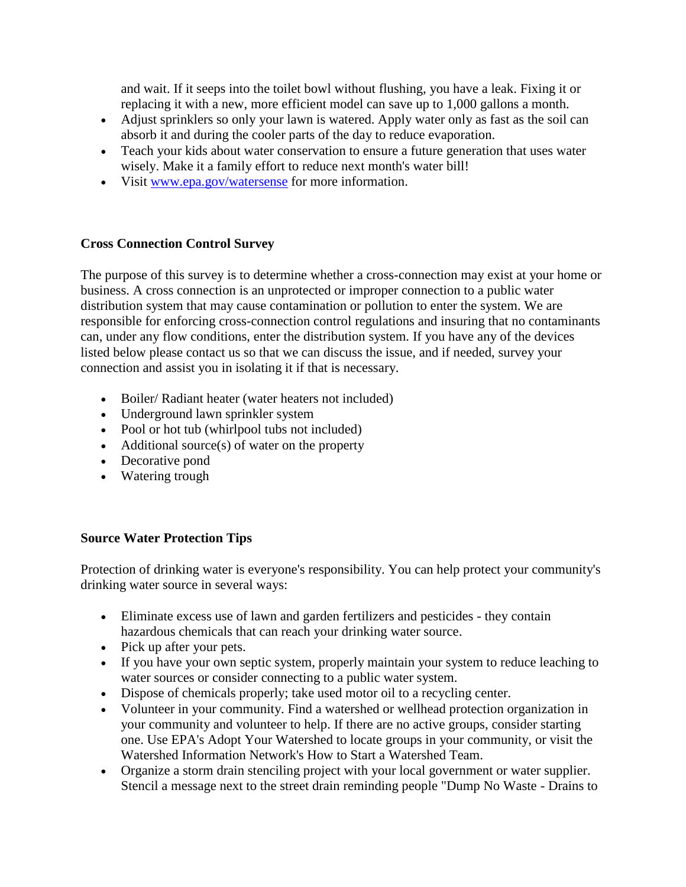and wait. If it seeps into the toilet bowl without flushing, you have a leak. Fixing it or replacing it with a new, more efficient model can save up to 1,000 gallons a month.

- Adjust sprinklers so only your lawn is watered. Apply water only as fast as the soil can absorb it and during the cooler parts of the day to reduce evaporation.
- Teach your kids about water conservation to ensure a future generation that uses water wisely. Make it a family effort to reduce next month's water bill!
- Visit [www.epa.gov/watersense](http://www.epa.gov/watersense) for more information.

**Cross Connection Control Survey**

The purpose of this survey is to determine whether a cross-connection may exist at your home or business. A cross connection is an unprotected or improper connection to a public water distribution system that may cause contamination or pollution to enter the system. We are responsible for enforcing cross-connection control regulations and insuring that no contaminants can, under any flow conditions, enter the distribution system. If you have any of the devices listed below please contact us so that we can discuss the issue, and if needed, survey your connection and assist you in isolating it if that is necessary.

- Boiler/ Radiant heater (water heaters not included)
- Underground lawn sprinkler system
- Pool or hot tub (whirlpool tubs not included)
- Additional source(s) of water on the property
- Decorative pond
- Watering trough

**Source Water Protection Tips**

Protection of drinking water is everyone's responsibility. You can help protect your community's drinking water source in several ways:

- Eliminate excess use of lawn and garden fertilizers and pesticides - they contain hazardous chemicals that can reach your drinking water source.
- Pick up after your pets.
- If you have your own septic system, properly maintain your system to reduce leaching to water sources or consider connecting to a public water system.
- Dispose of chemicals properly; take used motor oil to a recycling center.
- Volunteer in your community. Find a watershed or wellhead protection organization in your community and volunteer to help. If there are no active groups, consider starting one. Use EPA's Adopt Your Watershed to locate groups in your community, or visit the Watershed Information Network's How to Start a Watershed Team.
- Organize a storm drain stenciling project with your local government or water supplier. Stencil a message next to the street drain reminding people "Dump No Waste - Drains to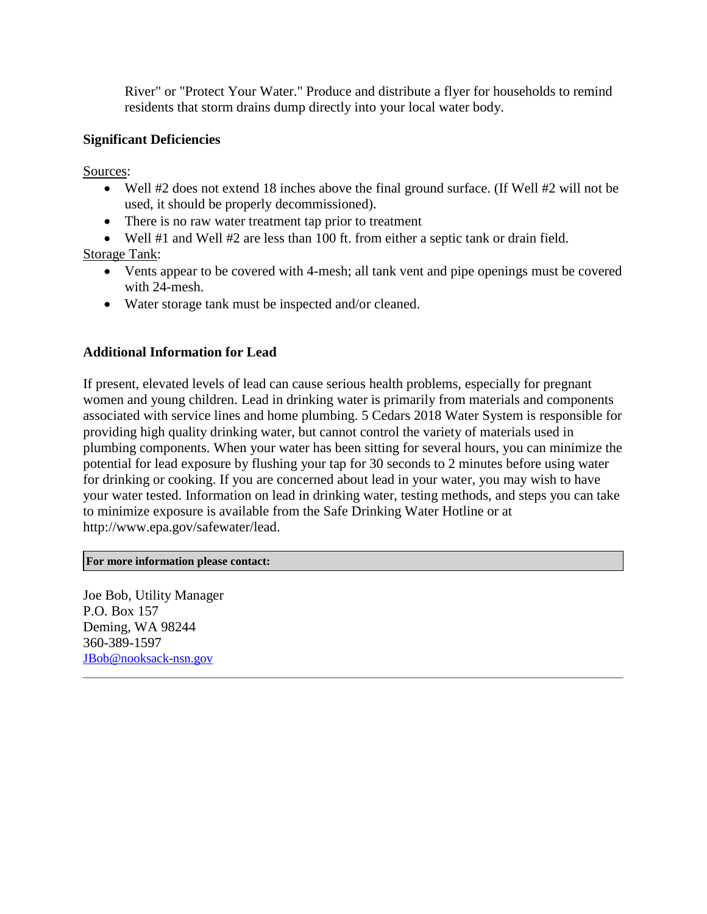River" or "Protect Your Water." Produce and distribute a flyer for households to remind residents that storm drains dump directly into your local water body.

### Significant Deficiencies

<u>Sources</u>:

- Well #2 does not extend 18 inches above the final ground surface. (If Well #2 will not be used, it should be properly decommissioned).
- There is no raw water treatment tap prior to treatment
- Well #1 and Well #2 are less than 100 ft. from either a septic tank or drain field.

<u>Storage Tank</u>:

- Vents appear to be covered with 4-mesh; all tank vent and pipe openings must be covered with 24-mesh.
- Water storage tank must be inspected and/or cleaned.

### Additional Information for Lead

If present, elevated levels of lead can cause serious health problems, especially for pregnant women and young children. Lead in drinking water is primarily from materials and components associated with service lines and home plumbing. 5 Cedars 2018 Water System is responsible for providing high quality drinking water, but cannot control the variety of materials used in plumbing components. When your water has been sitting for several hours, you can minimize the potential for lead exposure by flushing your tap for 30 seconds to 2 minutes before using water for drinking or cooking. If you are concerned about lead in your water, you may wish to have your water tested. Information on lead in drinking water, testing methods, and steps you can take to minimize exposure is available from the Safe Drinking Water Hotline or at http://www.epa.gov/safewater/lead.

**For more information please contact:**

Joe Bob, Utility Manager
P.O. Box 157
Deming, WA 98244
360-389-1597
JBob@nooksack-nsn.gov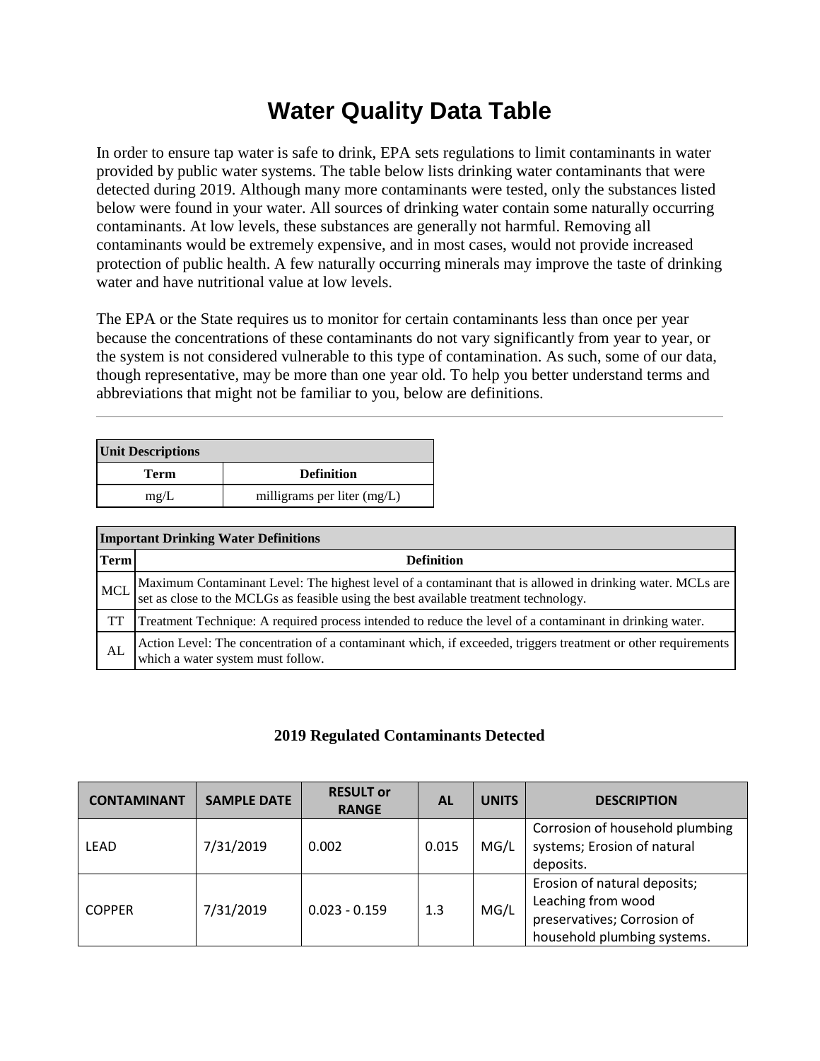# Water Quality Data Table

In order to ensure tap water is safe to drink, EPA sets regulations to limit contaminants in water provided by public water systems. The table below lists drinking water contaminants that were detected during 2019. Although many more contaminants were tested, only the substances listed below were found in your water. All sources of drinking water contain some naturally occurring contaminants. At low levels, these substances are generally not harmful. Removing all contaminants would be extremely expensive, and in most cases, would not provide increased protection of public health. A few naturally occurring minerals may improve the taste of drinking water and have nutritional value at low levels.

The EPA or the State requires us to monitor for certain contaminants less than once per year because the concentrations of these contaminants do not vary significantly from year to year, or the system is not considered vulnerable to this type of contamination. As such, some of our data, though representative, may be more than one year old. To help you better understand terms and abbreviations that might not be familiar to you, below are definitions.

---

| **Unit Descriptions** | |
|---|---|
| **Term** | **Definition** |
| mg/L | milligrams per liter (mg/L) |

| **Important Drinking Water Definitions** | |
|---|---|
| **Term** | **Definition** |
| MCL | Maximum Contaminant Level: The highest level of a contaminant that is allowed in drinking water. MCLs are set as close to the MCLGs as feasible using the best available treatment technology. |
| TT | Treatment Technique: A required process intended to reduce the level of a contaminant in drinking water. |
| AL | Action Level: The concentration of a contaminant which, if exceeded, triggers treatment or other requirements which a water system must follow. |

### 2019 Regulated Contaminants Detected

| CONTAMINANT | SAMPLE DATE | RESULT or RANGE | AL | UNITS | DESCRIPTION |
|---|---|---|---|---|---|
| LEAD | 7/31/2019 | 0.002 | 0.015 | MG/L | Corrosion of household plumbing systems; Erosion of natural deposits. |
| COPPER | 7/31/2019 | 0.023 - 0.159 | 1.3 | MG/L | Erosion of natural deposits; Leaching from wood preservatives; Corrosion of household plumbing systems. |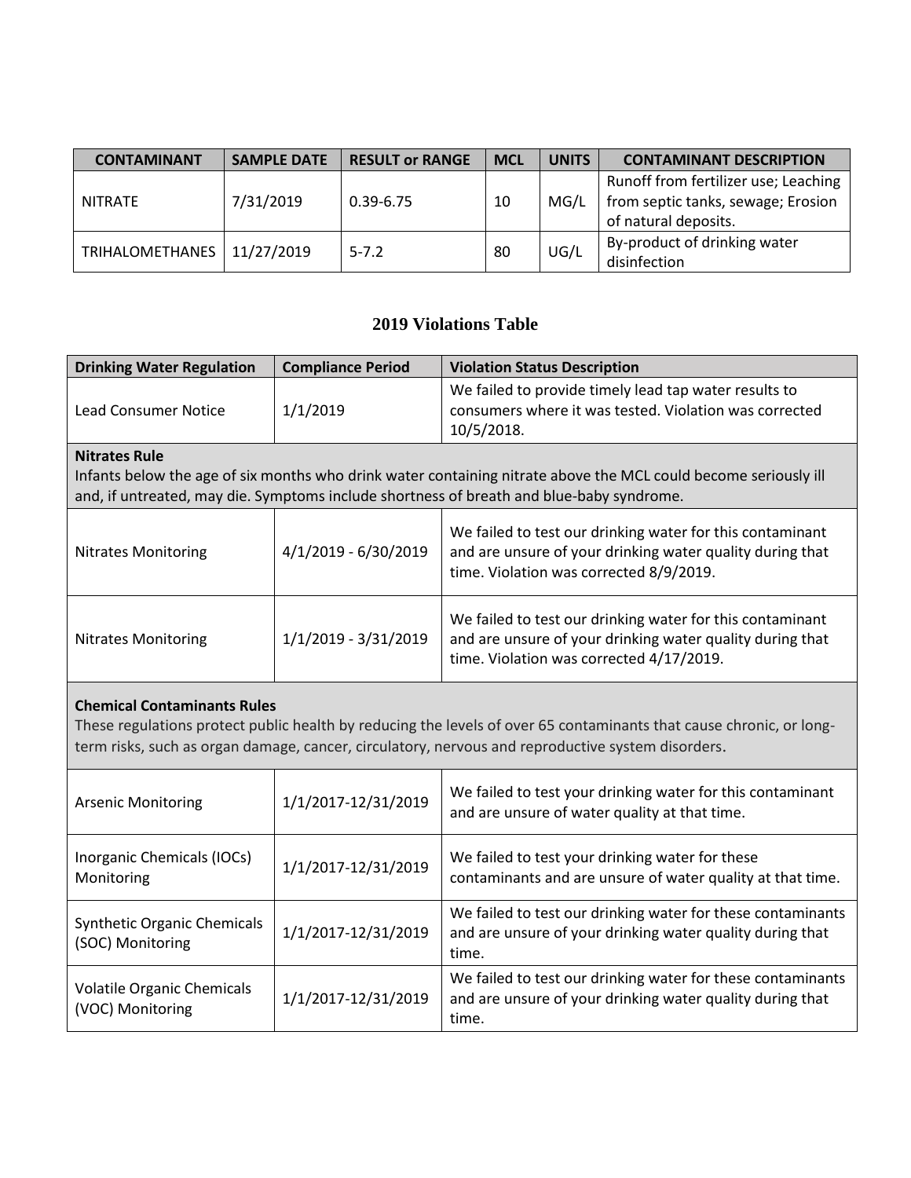| CONTAMINANT | SAMPLE DATE | RESULT or RANGE | MCL | UNITS | CONTAMINANT DESCRIPTION |
|---|---|---|---|---|---|
| NITRATE | 7/31/2019 | 0.39-6.75 | 10 | MG/L | Runoff from fertilizer use; Leaching from septic tanks, sewage; Erosion of natural deposits. |
| TRIHALOMETHANES | 11/27/2019 | 5-7.2 | 80 | UG/L | By-product of drinking water disinfection |

## 2019 Violations Table

| Drinking Water Regulation | Compliance Period | Violation Status Description |
|---|---|---|
| Lead Consumer Notice | 1/1/2019 | We failed to provide timely lead tap water results to consumers where it was tested. Violation was corrected 10/5/2018. |
| **Nitrates Rule** Infants below the age of six months who drink water containing nitrate above the MCL could become seriously ill and, if untreated, may die. Symptoms include shortness of breath and blue-baby syndrome. | | |
| Nitrates Monitoring | 4/1/2019 - 6/30/2019 | We failed to test our drinking water for this contaminant and are unsure of your drinking water quality during that time. Violation was corrected 8/9/2019. |
| Nitrates Monitoring | 1/1/2019 - 3/31/2019 | We failed to test our drinking water for this contaminant and are unsure of your drinking water quality during that time. Violation was corrected 4/17/2019. |
| **Chemical Contaminants Rules** These regulations protect public health by reducing the levels of over 65 contaminants that cause chronic, or long-term risks, such as organ damage, cancer, circulatory, nervous and reproductive system disorders. | | |
| Arsenic Monitoring | 1/1/2017-12/31/2019 | We failed to test your drinking water for this contaminant and are unsure of water quality at that time. |
| Inorganic Chemicals (IOCs) Monitoring | 1/1/2017-12/31/2019 | We failed to test your drinking water for these contaminants and are unsure of water quality at that time. |
| Synthetic Organic Chemicals (SOC) Monitoring | 1/1/2017-12/31/2019 | We failed to test our drinking water for these contaminants and are unsure of your drinking water quality during that time. |
| Volatile Organic Chemicals (VOC) Monitoring | 1/1/2017-12/31/2019 | We failed to test our drinking water for these contaminants and are unsure of your drinking water quality during that time. |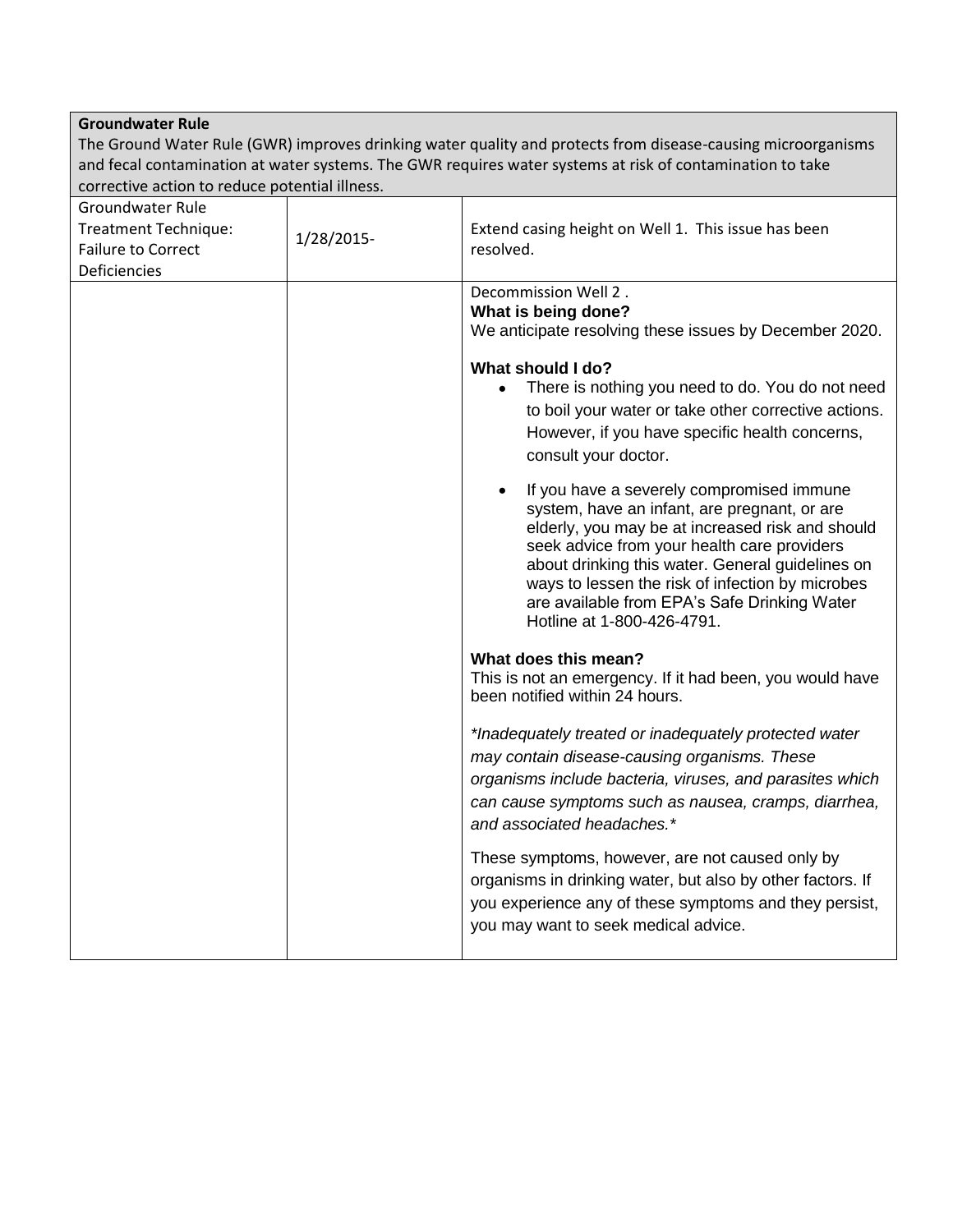**Groundwater Rule**

The Ground Water Rule (GWR) improves drinking water quality and protects from disease-causing microorganisms and fecal contamination at water systems. The GWR requires water systems at risk of contamination to take corrective action to reduce potential illness.

| | | |
|---|---|---|
| Groundwater Rule Treatment Technique: Failure to Correct Deficiencies | 1/28/2015- | Extend casing height on Well 1. This issue has been resolved. |
| | | Decommission Well 2 .<br>**What is being done?**<br>We anticipate resolving these issues by December 2020.<br><br>**What should I do?**<br>• There is nothing you need to do. You do not need to boil your water or take other corrective actions. However, if you have specific health concerns, consult your doctor.<br>• If you have a severely compromised immune system, have an infant, are pregnant, or are elderly, you may be at increased risk and should seek advice from your health care providers about drinking this water. General guidelines on ways to lessen the risk of infection by microbes are available from EPA's Safe Drinking Water Hotline at 1-800-426-4791.<br><br>**What does this mean?**<br>This is not an emergency. If it had been, you would have been notified within 24 hours.<br><br>*\*Inadequately treated or inadequately protected water may contain disease-causing organisms. These organisms include bacteria, viruses, and parasites which can cause symptoms such as nausea, cramps, diarrhea, and associated headaches.\**<br><br>These symptoms, however, are not caused only by organisms in drinking water, but also by other factors. If you experience any of these symptoms and they persist, you may want to seek medical advice. |